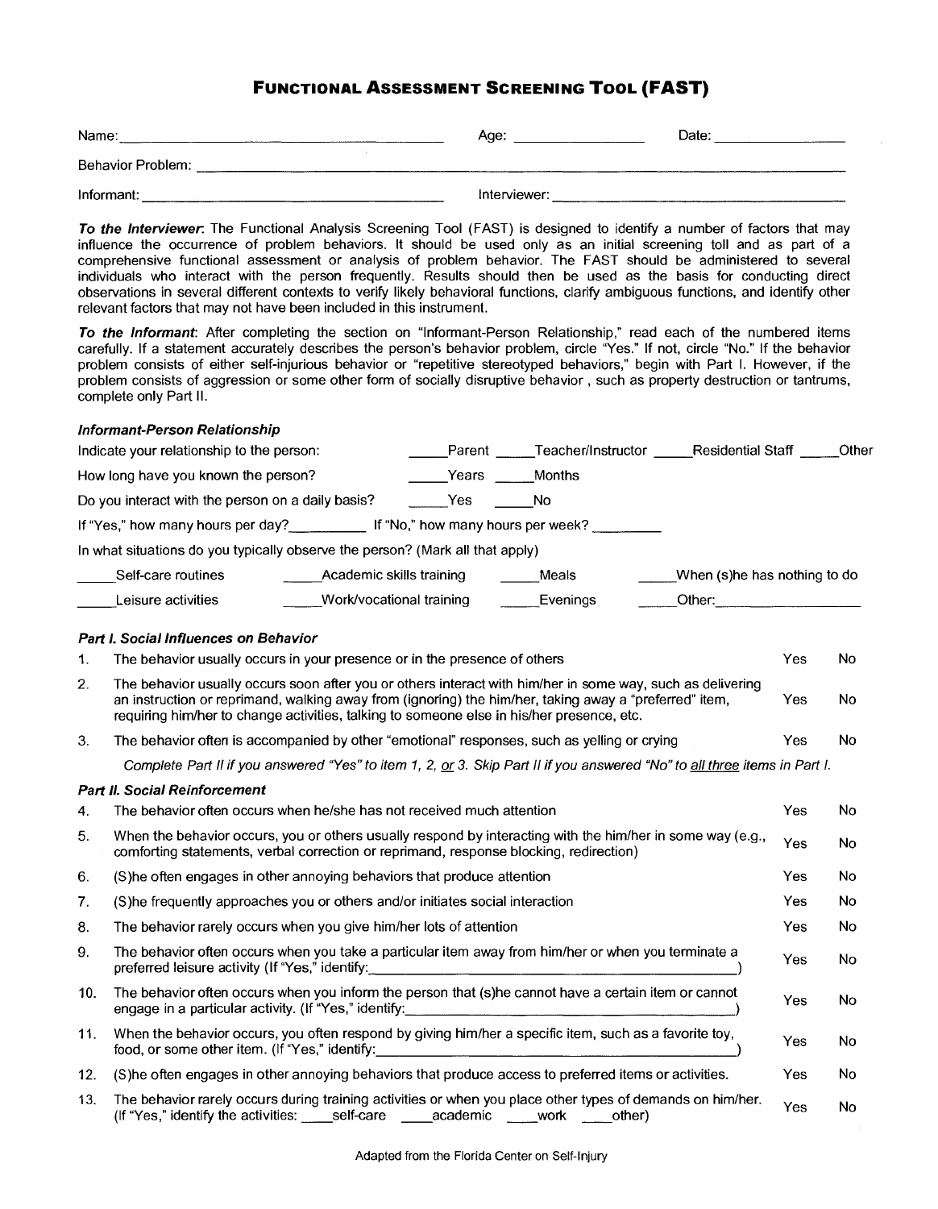# Functional Assessment Screening Tool (FAST)

Name:______________________________ Age: ______________ Date: ______________

Behavior Problem: ________________________________________________________________

Informant: ______________________________ Interviewer: ______________________________

***To the Interviewer***: The Functional Analysis Screening Tool (FAST) is designed to identify a number of factors that may influence the occurrence of problem behaviors. It should be used only as an initial screening toll and as part of a comprehensive functional assessment or analysis of problem behavior. The FAST should be administered to several individuals who interact with the person frequently. Results should then be used as the basis for conducting direct observations in several different contexts to verify likely behavioral functions, clarify ambiguous functions, and identify other relevant factors that may not have been included in this instrument.

***To the Informant***: After completing the section on "Informant-Person Relationship," read each of the numbered items carefully. If a statement accurately describes the person's behavior problem, circle "Yes." If not, circle "No." If the behavior problem consists of either self-injurious behavior or "repetitive stereotyped behaviors," begin with Part I. However, if the problem consists of aggression or some other form of socially disruptive behavior , such as property destruction or tantrums, complete only Part II.

***Informant-Person Relationship***

Indicate your relationship to the person: _____Parent _____Teacher/Instructor _____Residential Staff _____Other

How long have you known the person? _____Years _____Months

Do you interact with the person on a daily basis? _____Yes _____No

If "Yes," how many hours per day?__________ If "No," how many hours per week? _________

In what situations do you typically observe the person? (Mark all that apply)

_____Self-care routines _____Academic skills training _____Meals _____When (s)he has nothing to do

_____Leisure activities _____Work/vocational training _____Evenings _____Other:__________________

***Part I. Social Influences on Behavior***

| | | | |
|---|---|---|---|
| 1. | The behavior usually occurs in your presence or in the presence of others | Yes | No |
| 2. | The behavior usually occurs soon after you or others interact with him/her in some way, such as delivering an instruction or reprimand, walking away from (ignoring) the him/her, taking away a "preferred" item, requiring him/her to change activities, talking to someone else in his/her presence, etc. | Yes | No |
| 3. | The behavior often is accompanied by other "emotional" responses, such as yelling or crying | Yes | No |

*Complete Part II if you answered "Yes" to item 1, 2, or 3. Skip Part II if you answered "No" to all three items in Part I.*

***Part II. Social Reinforcement***

| | | | |
|---|---|---|---|
| 4. | The behavior often occurs when he/she has not received much attention | Yes | No |
| 5. | When the behavior occurs, you or others usually respond by interacting with the him/her in some way (e.g., comforting statements, verbal correction or reprimand, response blocking, redirection) | Yes | No |
| 6. | (S)he often engages in other annoying behaviors that produce attention | Yes | No |
| 7. | (S)he frequently approaches you or others and/or initiates social interaction | Yes | No |
| 8. | The behavior rarely occurs when you give him/her lots of attention | Yes | No |
| 9. | The behavior often occurs when you take a particular item away from him/her or when you terminate a preferred leisure activity (If "Yes," identify:______________________________) | Yes | No |
| 10. | The behavior often occurs when you inform the person that (s)he cannot have a certain item or cannot engage in a particular activity. (If "Yes," identify:______________________________) | Yes | No |
| 11. | When the behavior occurs, you often respond by giving him/her a specific item, such as a favorite toy, food, or some other item. (If "Yes," identify:______________________________) | Yes | No |
| 12. | (S)he often engages in other annoying behaviors that produce access to preferred items or activities. | Yes | No |
| 13. | The behavior rarely occurs during training activities or when you place other types of demands on him/her. (If "Yes," identify the activities: ____self-care ____academic ____work ____other) | Yes | No |

Adapted from the Florida Center on Self-Injury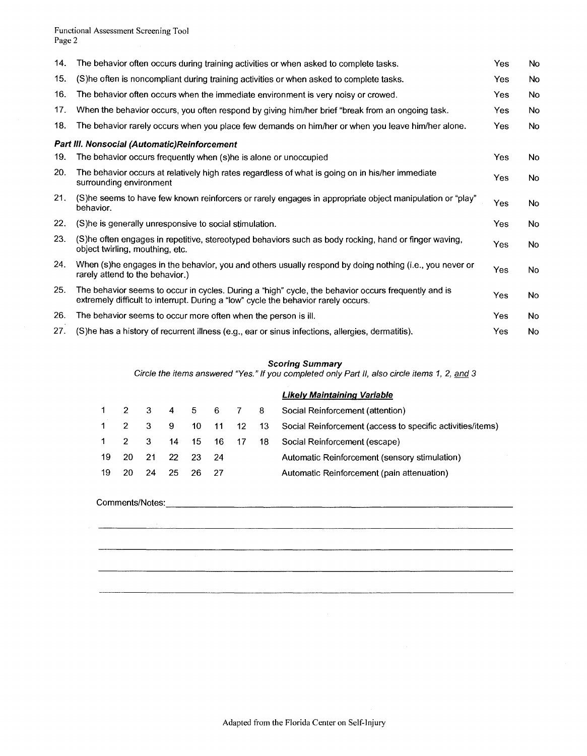| | | | |
|---|---|---|---|
| 14. | The behavior often occurs during training activities or when asked to complete tasks. | Yes | No |
| 15. | (S)he often is noncompliant during training activities or when asked to complete tasks. | Yes | No |
| 16. | The behavior often occurs when the immediate environment is very noisy or crowed. | Yes | No |
| 17. | When the behavior occurs, you often respond by giving him/her brief "break from an ongoing task. | Yes | No |
| 18. | The behavior rarely occurs when you place few demands on him/her or when you leave him/her alone. | Yes | No |

***Part III. Nonsocial (Automatic)Reinforcement***

| | | | |
|---|---|---|---|
| 19. | The behavior occurs frequently when (s)he is alone or unoccupied | Yes | No |
| 20. | The behavior occurs at relatively high rates regardless of what is going on in his/her immediate surrounding environment | Yes | No |
| 21. | (S)he seems to have few known reinforcers or rarely engages in appropriate object manipulation or "play" behavior. | Yes | No |
| 22. | (S)he is generally unresponsive to social stimulation. | Yes | No |
| 23. | (S)he often engages in repetitive, stereotyped behaviors such as body rocking, hand or finger waving, object twirling, mouthing, etc. | Yes | No |
| 24. | When (s)he engages in the behavior, you and others usually respond by doing nothing (i.e., you never or rarely attend to the behavior.) | Yes | No |
| 25. | The behavior seems to occur in cycles. During a "high" cycle, the behavior occurs frequently and is extremely difficult to interrupt. During a "low" cycle the behavior rarely occurs. | Yes | No |
| 26. | The behavior seems to occur more often when the person is ill. | Yes | No |
| 27. | (S)he has a history of recurrent illness (e.g., ear or sinus infections, allergies, dermatitis). | Yes | No |

**Scoring Summary**

*Circle the items answered "Yes." If you completed only Part II, also circle items 1, 2, and 3*

| | | | | | | | | **Likely Maintaining Variable** |
|---|---|---|---|---|---|---|---|---|
| 1 | 2 | 3 | 4 | 5 | 6 | 7 | 8 | Social Reinforcement (attention) |
| 1 | 2 | 3 | 9 | 10 | 11 | 12 | 13 | Social Reinforcement (access to specific activities/items) |
| 1 | 2 | 3 | 14 | 15 | 16 | 17 | 18 | Social Reinforcement (escape) |
| 19 | 20 | 21 | 22 | 23 | 24 | | | Automatic Reinforcement (sensory stimulation) |
| 19 | 20 | 24 | 25 | 26 | 27 | | | Automatic Reinforcement (pain attenuation) |

Comments/Notes: ______________________________________________

______________________________________________

______________________________________________

______________________________________________

______________________________________________

Adapted from the Florida Center on Self-Injury